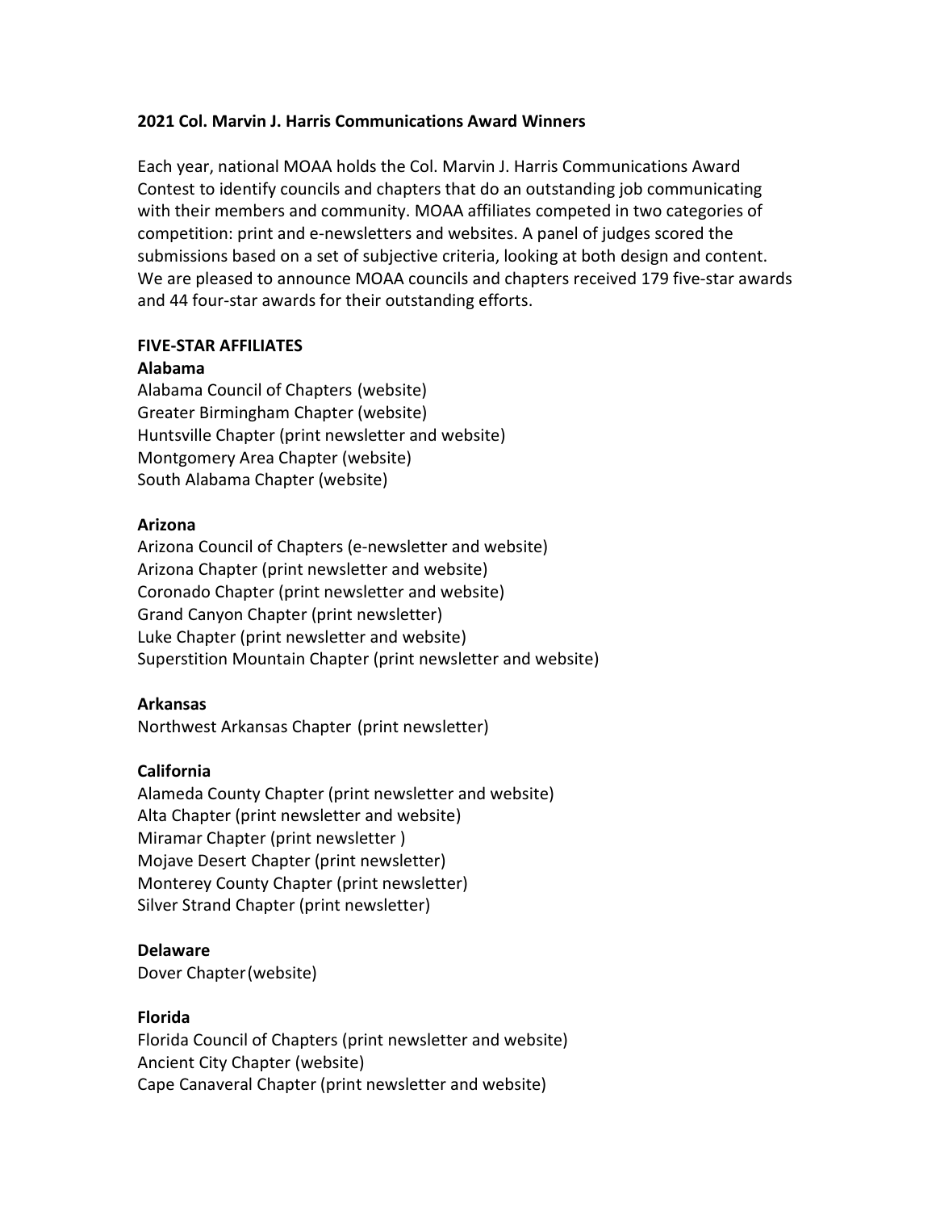## 2021 Col. Marvin J. Harris Communications Award Winners

Each year, national MOAA holds the Col. Marvin J. Harris Communications Award Contest to identify councils and chapters that do an outstanding job communicating with their members and community. MOAA affiliates competed in two categories of competition: print and e-newsletters and websites. A panel of judges scored the submissions based on a set of subjective criteria, looking at both design and content. We are pleased to announce MOAA councils and chapters received 179 five-star awards and 44 four-star awards for their outstanding efforts.

### FIVE-STAR AFFILIATES

#### Alabama

Alabama Council of Chapters (website)
Greater Birmingham Chapter (website)
Huntsville Chapter (print newsletter and website)
Montgomery Area Chapter (website)
South Alabama Chapter (website)

#### Arizona

Arizona Council of Chapters (e-newsletter and website)
Arizona Chapter (print newsletter and website)
Coronado Chapter (print newsletter and website)
Grand Canyon Chapter (print newsletter)
Luke Chapter (print newsletter and website)
Superstition Mountain Chapter (print newsletter and website)

#### Arkansas

Northwest Arkansas Chapter (print newsletter)

#### California

Alameda County Chapter (print newsletter and website)
Alta Chapter (print newsletter and website)
Miramar Chapter (print newsletter )
Mojave Desert Chapter (print newsletter)
Monterey County Chapter (print newsletter)
Silver Strand Chapter (print newsletter)

#### Delaware

Dover Chapter (website)

#### Florida

Florida Council of Chapters (print newsletter and website)
Ancient City Chapter (website)
Cape Canaveral Chapter (print newsletter and website)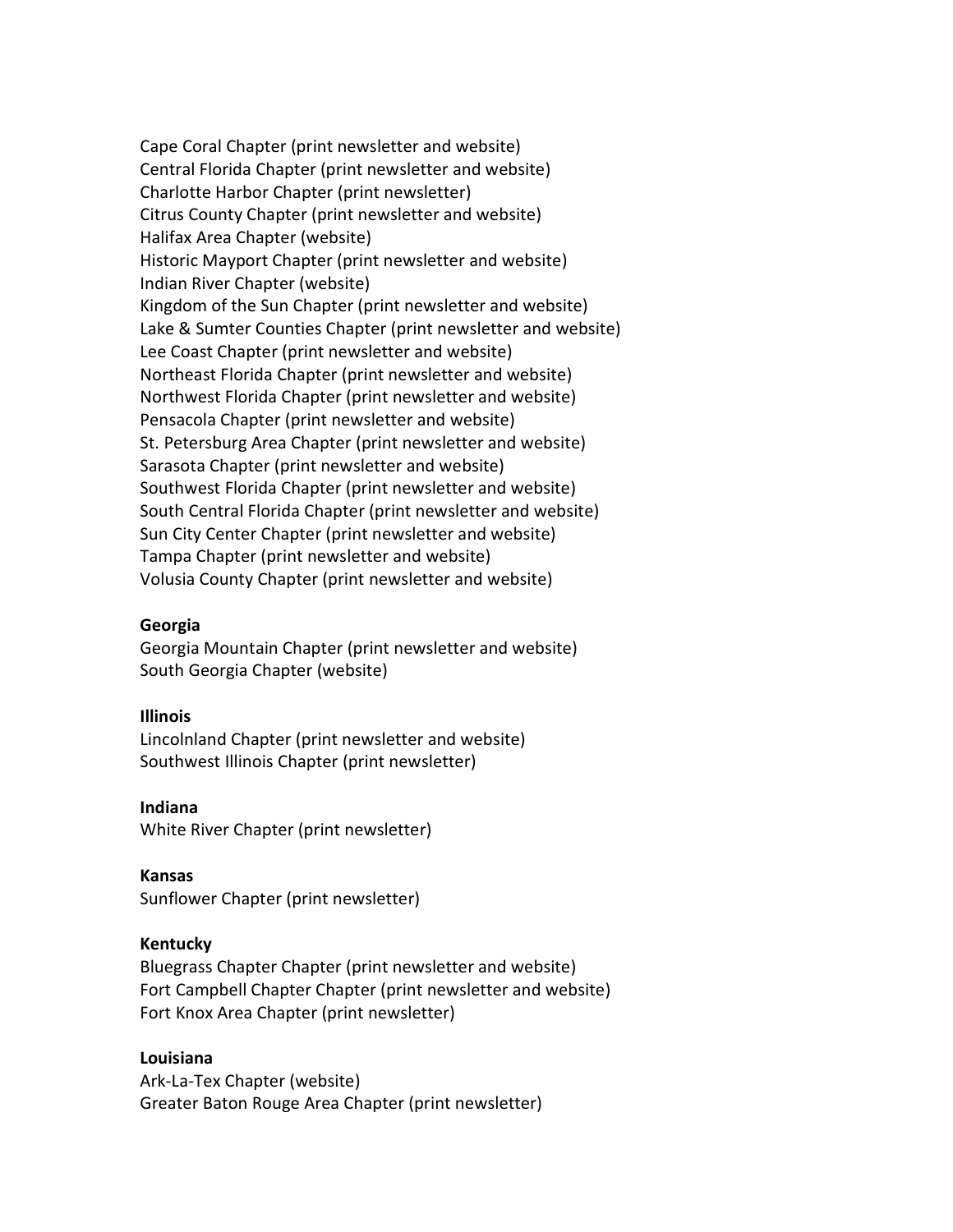Cape Coral Chapter (print newsletter and website)
Central Florida Chapter (print newsletter and website)
Charlotte Harbor Chapter (print newsletter)
Citrus County Chapter (print newsletter and website)
Halifax Area Chapter (website)
Historic Mayport Chapter (print newsletter and website)
Indian River Chapter (website)
Kingdom of the Sun Chapter (print newsletter and website)
Lake & Sumter Counties Chapter (print newsletter and website)
Lee Coast Chapter (print newsletter and website)
Northeast Florida Chapter (print newsletter and website)
Northwest Florida Chapter (print newsletter and website)
Pensacola Chapter (print newsletter and website)
St. Petersburg Area Chapter (print newsletter and website)
Sarasota Chapter (print newsletter and website)
Southwest Florida Chapter (print newsletter and website)
South Central Florida Chapter (print newsletter and website)
Sun City Center Chapter (print newsletter and website)
Tampa Chapter (print newsletter and website)
Volusia County Chapter (print newsletter and website)

**Georgia**
Georgia Mountain Chapter (print newsletter and website)
South Georgia Chapter (website)

**Illinois**
Lincolnland Chapter (print newsletter and website)
Southwest Illinois Chapter (print newsletter)

**Indiana**
White River Chapter (print newsletter)

**Kansas**
Sunflower Chapter (print newsletter)

**Kentucky**
Bluegrass Chapter Chapter (print newsletter and website)
Fort Campbell Chapter Chapter (print newsletter and website)
Fort Knox Area Chapter (print newsletter)

**Louisiana**
Ark-La-Tex Chapter (website)
Greater Baton Rouge Area Chapter (print newsletter)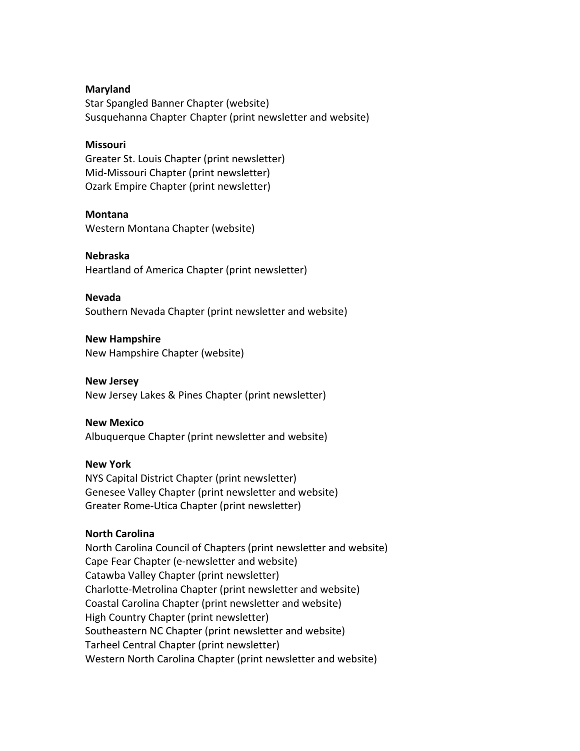**Maryland**
Star Spangled Banner Chapter (website)
Susquehanna Chapter Chapter (print newsletter and website)

**Missouri**
Greater St. Louis Chapter (print newsletter)
Mid-Missouri Chapter (print newsletter)
Ozark Empire Chapter (print newsletter)

**Montana**
Western Montana Chapter (website)

**Nebraska**
Heartland of America Chapter (print newsletter)

**Nevada**
Southern Nevada Chapter (print newsletter and website)

**New Hampshire**
New Hampshire Chapter (website)

**New Jersey**
New Jersey Lakes & Pines Chapter (print newsletter)

**New Mexico**
Albuquerque Chapter (print newsletter and website)

**New York**
NYS Capital District Chapter (print newsletter)
Genesee Valley Chapter (print newsletter and website)
Greater Rome-Utica Chapter (print newsletter)

**North Carolina**
North Carolina Council of Chapters (print newsletter and website)
Cape Fear Chapter (e-newsletter and website)
Catawba Valley Chapter (print newsletter)
Charlotte-Metrolina Chapter (print newsletter and website)
Coastal Carolina Chapter (print newsletter and website)
High Country Chapter (print newsletter)
Southeastern NC Chapter (print newsletter and website)
Tarheel Central Chapter (print newsletter)
Western North Carolina Chapter (print newsletter and website)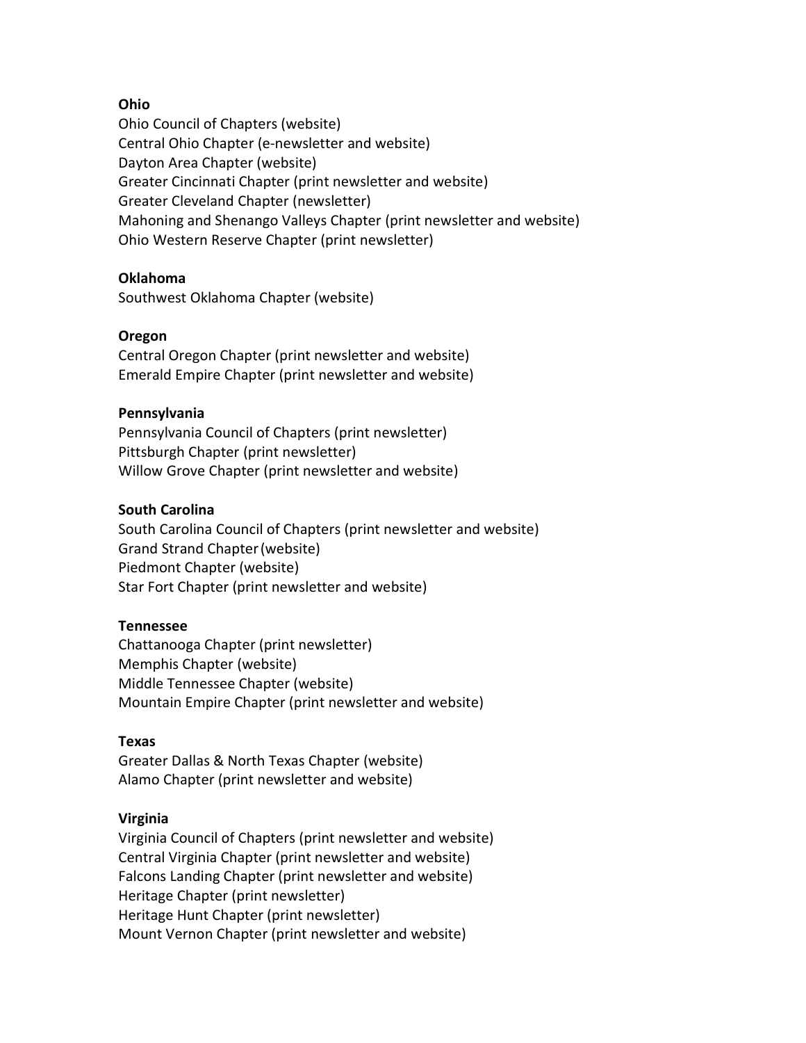**Ohio**

Ohio Council of Chapters (website)
Central Ohio Chapter (e-newsletter and website)
Dayton Area Chapter (website)
Greater Cincinnati Chapter (print newsletter and website)
Greater Cleveland Chapter (newsletter)
Mahoning and Shenango Valleys Chapter (print newsletter and website)
Ohio Western Reserve Chapter (print newsletter)

**Oklahoma**

Southwest Oklahoma Chapter (website)

**Oregon**

Central Oregon Chapter (print newsletter and website)
Emerald Empire Chapter (print newsletter and website)

**Pennsylvania**

Pennsylvania Council of Chapters (print newsletter)
Pittsburgh Chapter (print newsletter)
Willow Grove Chapter (print newsletter and website)

**South Carolina**

South Carolina Council of Chapters (print newsletter and website)
Grand Strand Chapter (website)
Piedmont Chapter (website)
Star Fort Chapter (print newsletter and website)

**Tennessee**

Chattanooga Chapter (print newsletter)
Memphis Chapter (website)
Middle Tennessee Chapter (website)
Mountain Empire Chapter (print newsletter and website)

**Texas**

Greater Dallas & North Texas Chapter (website)
Alamo Chapter (print newsletter and website)

**Virginia**

Virginia Council of Chapters (print newsletter and website)
Central Virginia Chapter (print newsletter and website)
Falcons Landing Chapter (print newsletter and website)
Heritage Chapter (print newsletter)
Heritage Hunt Chapter (print newsletter)
Mount Vernon Chapter (print newsletter and website)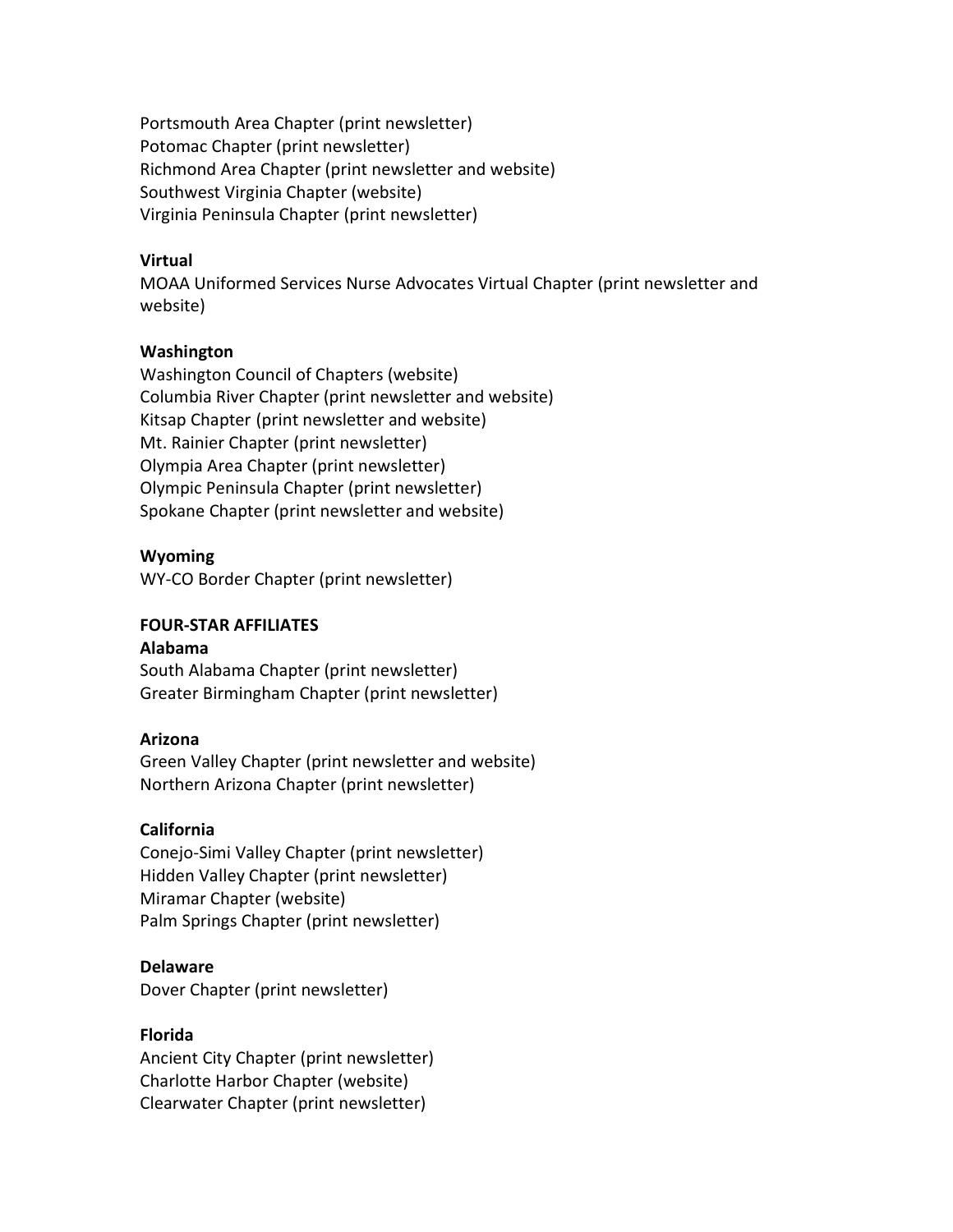Portsmouth Area Chapter (print newsletter)
Potomac Chapter (print newsletter)
Richmond Area Chapter (print newsletter and website)
Southwest Virginia Chapter (website)
Virginia Peninsula Chapter (print newsletter)

**Virtual**
MOAA Uniformed Services Nurse Advocates Virtual Chapter (print newsletter and website)

**Washington**
Washington Council of Chapters (website)
Columbia River Chapter (print newsletter and website)
Kitsap Chapter (print newsletter and website)
Mt. Rainier Chapter (print newsletter)
Olympia Area Chapter (print newsletter)
Olympic Peninsula Chapter (print newsletter)
Spokane Chapter (print newsletter and website)

**Wyoming**
WY-CO Border Chapter (print newsletter)

## FOUR-STAR AFFILIATES

**Alabama**
South Alabama Chapter (print newsletter)
Greater Birmingham Chapter (print newsletter)

**Arizona**
Green Valley Chapter (print newsletter and website)
Northern Arizona Chapter (print newsletter)

**California**
Conejo-Simi Valley Chapter (print newsletter)
Hidden Valley Chapter (print newsletter)
Miramar Chapter (website)
Palm Springs Chapter (print newsletter)

**Delaware**
Dover Chapter (print newsletter)

**Florida**
Ancient City Chapter (print newsletter)
Charlotte Harbor Chapter (website)
Clearwater Chapter (print newsletter)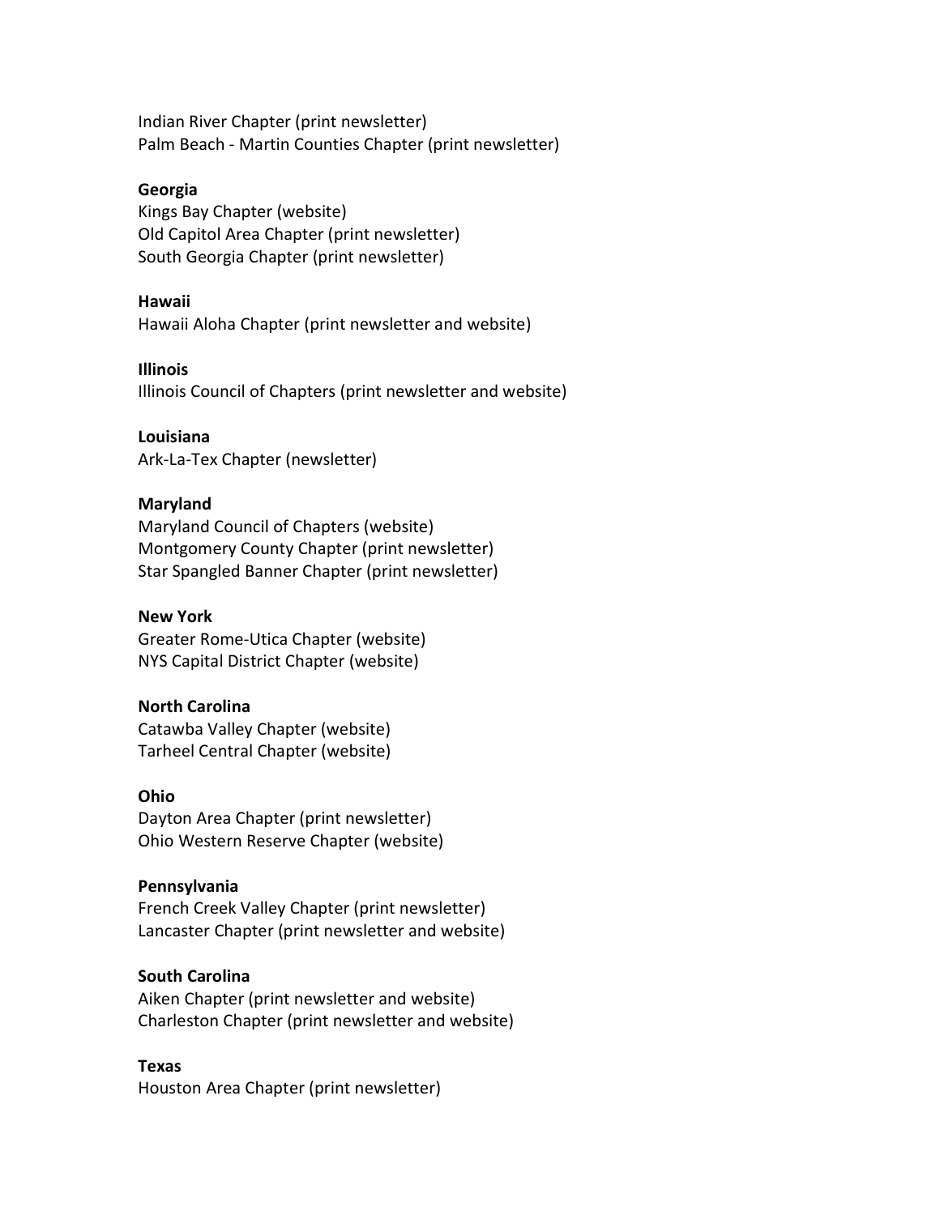Indian River Chapter (print newsletter)
Palm Beach - Martin Counties Chapter (print newsletter)

**Georgia**
Kings Bay Chapter (website)
Old Capitol Area Chapter (print newsletter)
South Georgia Chapter (print newsletter)

**Hawaii**
Hawaii Aloha Chapter (print newsletter and website)

**Illinois**
Illinois Council of Chapters (print newsletter and website)

**Louisiana**
Ark-La-Tex Chapter (newsletter)

**Maryland**
Maryland Council of Chapters (website)
Montgomery County Chapter (print newsletter)
Star Spangled Banner Chapter (print newsletter)

**New York**
Greater Rome-Utica Chapter (website)
NYS Capital District Chapter (website)

**North Carolina**
Catawba Valley Chapter (website)
Tarheel Central Chapter (website)

**Ohio**
Dayton Area Chapter (print newsletter)
Ohio Western Reserve Chapter (website)

**Pennsylvania**
French Creek Valley Chapter (print newsletter)
Lancaster Chapter (print newsletter and website)

**South Carolina**
Aiken Chapter (print newsletter and website)
Charleston Chapter (print newsletter and website)

**Texas**
Houston Area Chapter (print newsletter)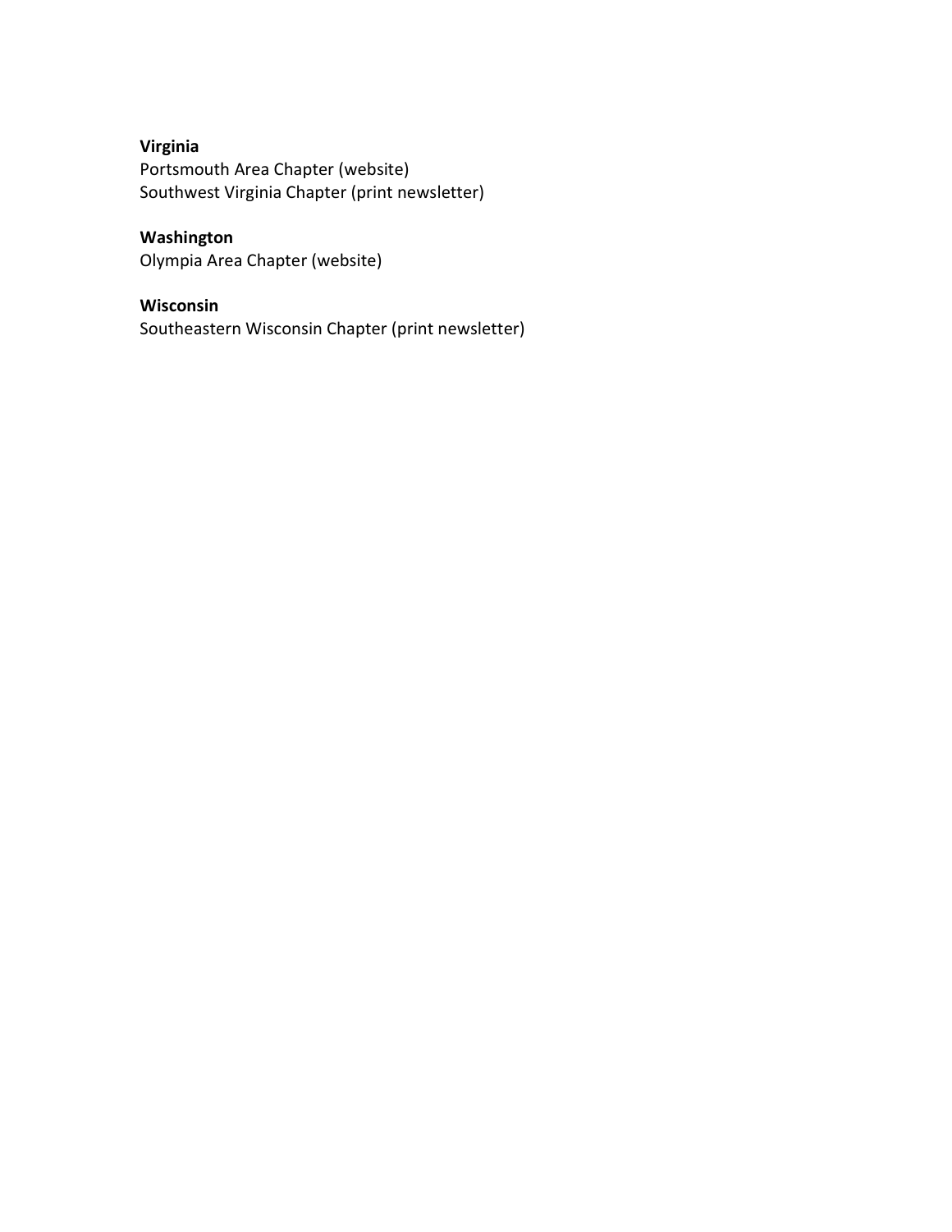**Virginia**
Portsmouth Area Chapter (website)
Southwest Virginia Chapter (print newsletter)

**Washington**
Olympia Area Chapter (website)

**Wisconsin**
Southeastern Wisconsin Chapter (print newsletter)